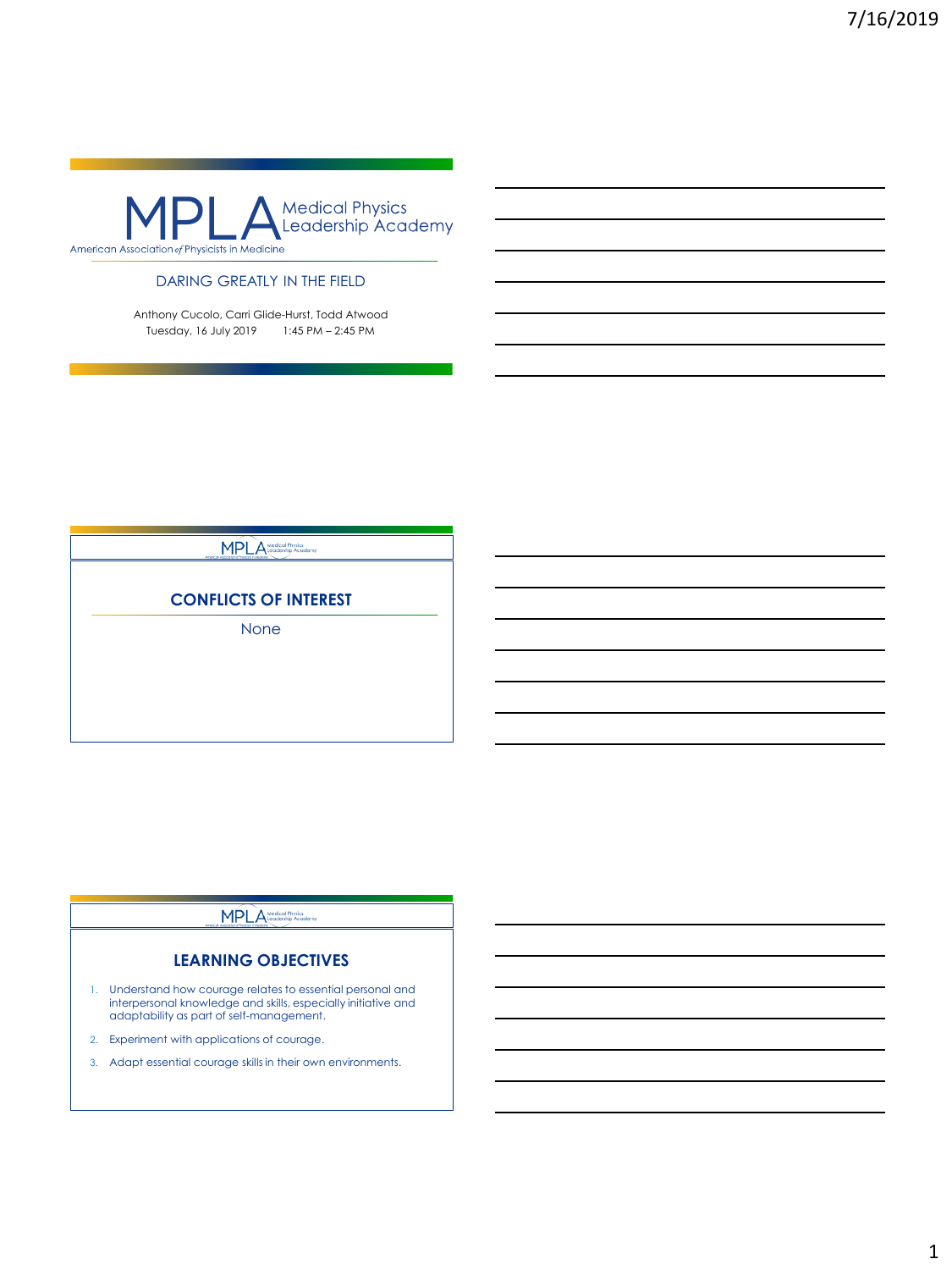# MPLA Medical Physics Leadership Academy

American Association of Physicists in Medicine

DARING GREATLY IN THE FIELD

Anthony Cucolo, Carri Glide-Hurst, Todd Atwood
Tuesday, 16 July 2019 1:45 PM – 2:45 PM

## CONFLICTS OF INTEREST

None

## LEARNING OBJECTIVES

1. Understand how courage relates to essential personal and interpersonal knowledge and skills, especially initiative and adaptability as part of self-management.
2. Experiment with applications of courage.
3. Adapt essential courage skills in their own environments.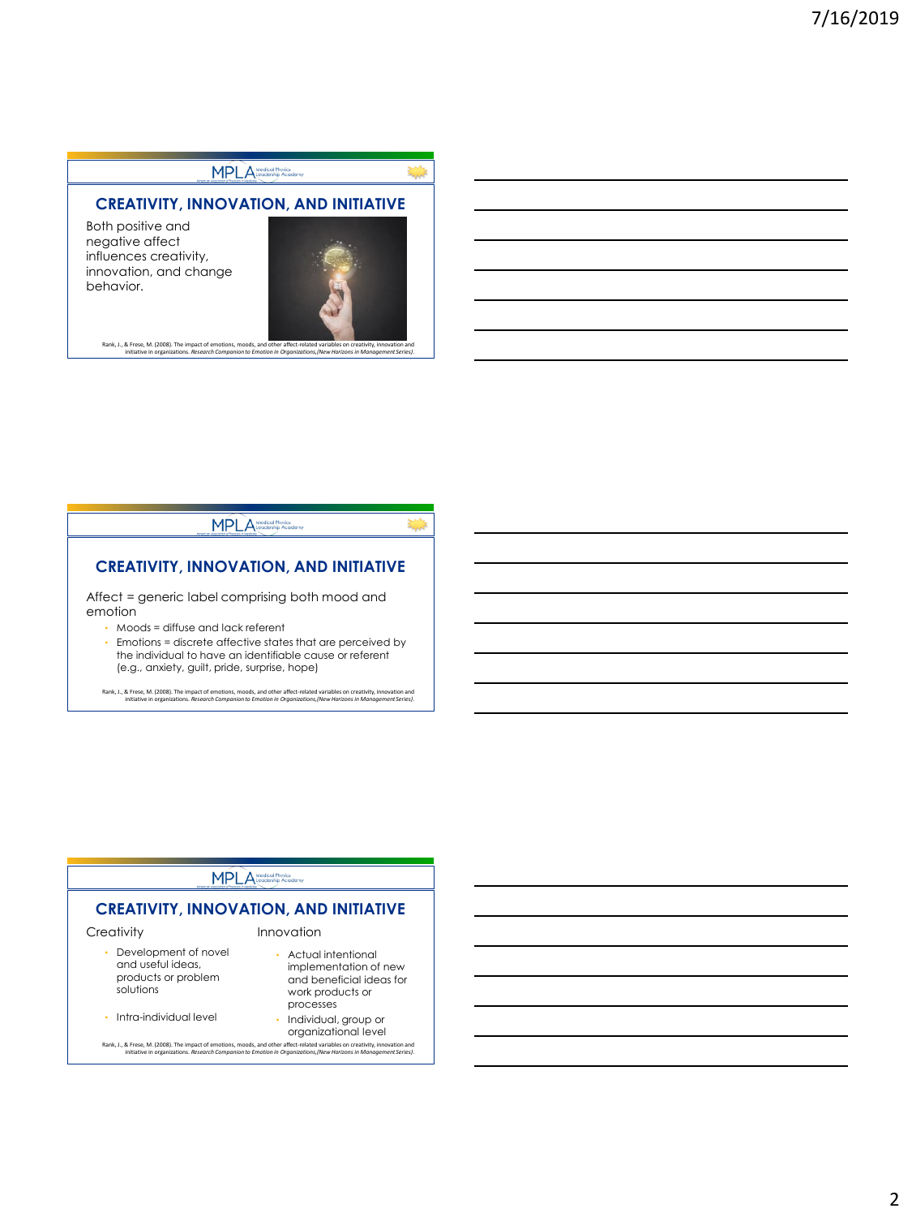## CREATIVITY, INNOVATION, AND INITIATIVE

Both positive and negative affect influences creativity, innovation, and change behavior.

Rank, J., & Frese, M. (2008). The impact of emotions, moods, and other affect-related variables on creativity, innovation and initiative in organizations. *Research Companion to Emotion in Organizations,(New Horizons in Management Series).*

## CREATIVITY, INNOVATION, AND INITIATIVE

Affect = generic label comprising both mood and emotion

- Moods = diffuse and lack referent
- Emotions = discrete affective states that are perceived by the individual to have an identifiable cause or referent (e.g., anxiety, guilt, pride, surprise, hope)

Rank, J., & Frese, M. (2008). The impact of emotions, moods, and other affect-related variables on creativity, innovation and initiative in organizations. *Research Companion to Emotion in Organizations,(New Horizons in Management Series).*

## CREATIVITY, INNOVATION, AND INITIATIVE

Creativity

- Development of novel and useful ideas, products or problem solutions
- Intra-individual level

Innovation

- Actual intentional implementation of new and beneficial ideas for work products or processes
- Individual, group or organizational level

Rank, J., & Frese, M. (2008). The impact of emotions, moods, and other affect-related variables on creativity, innovation and initiative in organizations. *Research Companion to Emotion in Organizations,(New Horizons in Management Series).*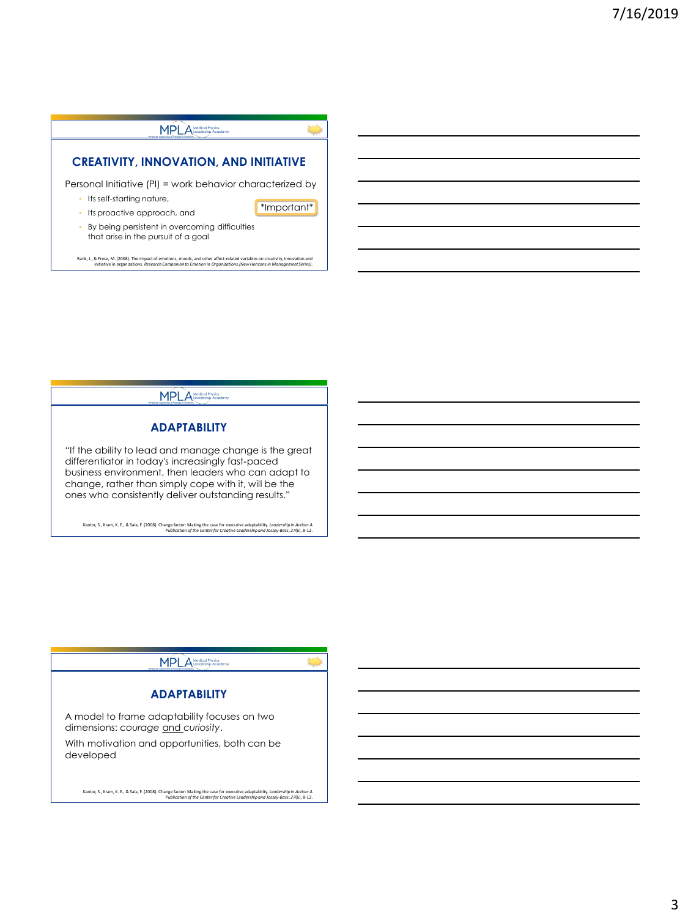## CREATIVITY, INNOVATION, AND INITIATIVE

Personal Initiative (PI) = work behavior characterized by

- Its self-starting nature,
- Its proactive approach, and
- By being persistent in overcoming difficulties that arise in the pursuit of a goal

*Important*

Rank, J., & Frese, M. (2008). The impact of emotions, moods, and other affect-related variables on creativity, innovation and initiative in organizations. *Research Companion to Emotion in Organizations,(New Horizons in Management Series).*

## ADAPTABILITY

"If the ability to lead and manage change is the great differentiator in today's increasingly fast-paced business environment, then leaders who can adapt to change, rather than simply cope with it, will be the ones who consistently deliver outstanding results."

Kantor, S., Kram, K. E., & Sala, F. (2008). Change factor: Making the case for executive adaptability. *Leadership in Action: A Publication of the Center for Creative Leadership and Jossey-Bass, 27*(6), 8-12.

## ADAPTABILITY

A model to frame adaptability focuses on two dimensions: *courage* and *curiosity*.

With motivation and opportunities, both can be developed

Kantor, S., Kram, K. E., & Sala, F. (2008). Change factor: Making the case for executive adaptability. *Leadership in Action: A Publication of the Center for Creative Leadership and Jossey-Bass, 27*(6), 8-12.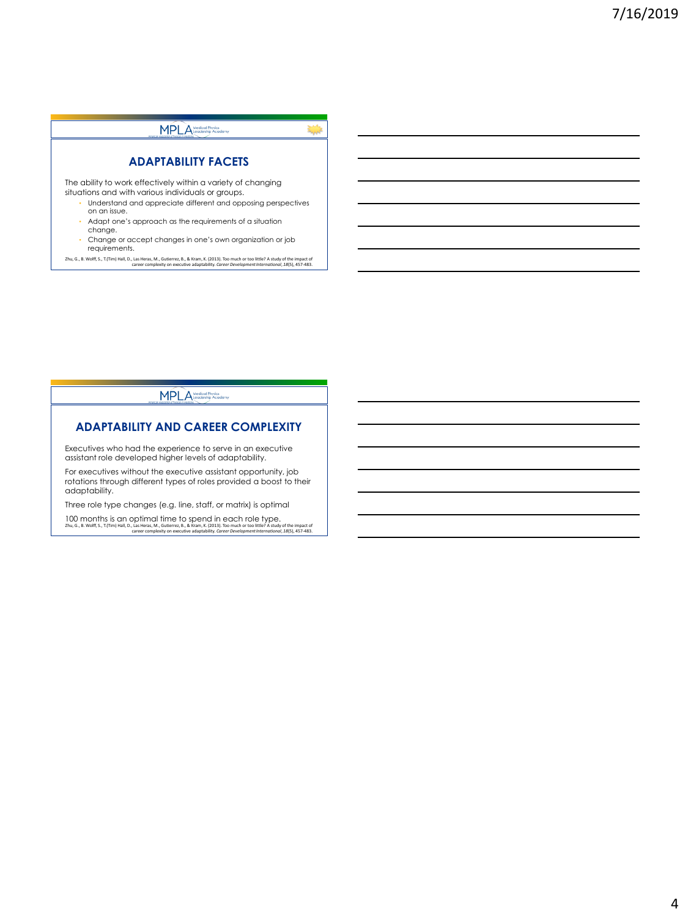## ADAPTABILITY FACETS

The ability to work effectively within a variety of changing situations and with various individuals or groups.

- Understand and appreciate different and opposing perspectives on an issue.
- Adapt one's approach as the requirements of a situation change.
- Change or accept changes in one's own organization or job requirements.

Zhu, G., B. Wolff, S., T.(Tim) Hall, D., Las Heras, M., Gutierrez, B., & Kram, K. (2013). Too much or too little? A study of the impact of career complexity on executive adaptability. *Career Development International*, *18*(5), 457-483.

## ADAPTABILITY AND CAREER COMPLEXITY

Executives who had the experience to serve in an executive assistant role developed higher levels of adaptability.

For executives without the executive assistant opportunity, job rotations through different types of roles provided a boost to their adaptability.

Three role type changes (e.g. line, staff, or matrix) is optimal

100 months is an optimal time to spend in each role type.

Zhu, G., B. Wolff, S., T.(Tim) Hall, D., Las Heras, M., Gutierrez, B., & Kram, K. (2013). Too much or too little? A study of the impact of career complexity on executive adaptability. *Career Development International*, *18*(5), 457-483.